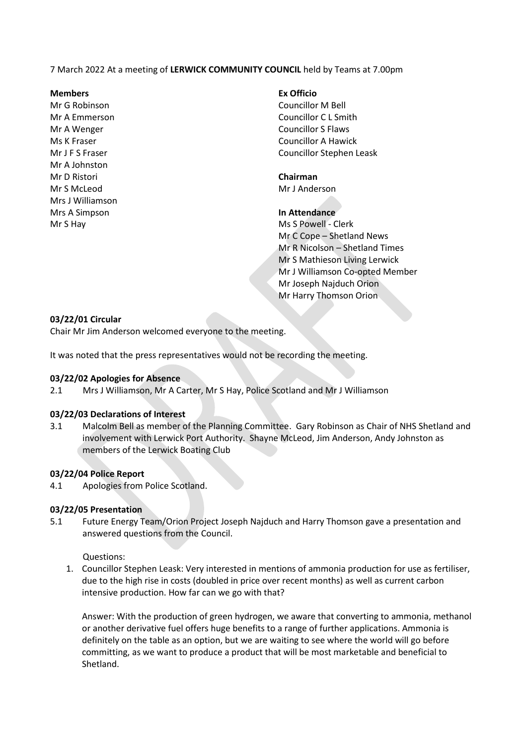7 March 2022 At a meeting of **LERWICK COMMUNITY COUNCIL** held by Teams at 7.00pm

**Members**
Mr G Robinson
Mr A Emmerson
Mr A Wenger
Ms K Fraser
Mr J F S Fraser
Mr A Johnston
Mr D Ristori
Mr S McLeod
Mrs J Williamson
Mrs A Simpson
Mr S Hay

**Ex Officio**
Councillor M Bell
Councillor C L Smith
Councillor S Flaws
Councillor A Hawick
Councillor Stephen Leask

**Chairman**
Mr J Anderson

**In Attendance**
Ms S Powell - Clerk
Mr C Cope – Shetland News
Mr R Nicolson – Shetland Times
Mr S Mathieson Living Lerwick
Mr J Williamson Co-opted Member
Mr Joseph Najduch Orion
Mr Harry Thomson Orion

**03/22/01 Circular**

Chair Mr Jim Anderson welcomed everyone to the meeting.

It was noted that the press representatives would not be recording the meeting.

**03/22/02 Apologies for Absence**

2.1 Mrs J Williamson, Mr A Carter, Mr S Hay, Police Scotland and Mr J Williamson

**03/22/03 Declarations of Interest**

3.1 Malcolm Bell as member of the Planning Committee. Gary Robinson as Chair of NHS Shetland and involvement with Lerwick Port Authority. Shayne McLeod, Jim Anderson, Andy Johnston as members of the Lerwick Boating Club

**03/22/04 Police Report**

4.1 Apologies from Police Scotland.

**03/22/05 Presentation**

5.1 Future Energy Team/Orion Project Joseph Najduch and Harry Thomson gave a presentation and answered questions from the Council.

Questions:

1. Councillor Stephen Leask: Very interested in mentions of ammonia production for use as fertiliser, due to the high rise in costs (doubled in price over recent months) as well as current carbon intensive production. How far can we go with that?

   Answer: With the production of green hydrogen, we aware that converting to ammonia, methanol or another derivative fuel offers huge benefits to a range of further applications. Ammonia is definitely on the table as an option, but we are waiting to see where the world will go before committing, as we want to produce a product that will be most marketable and beneficial to Shetland.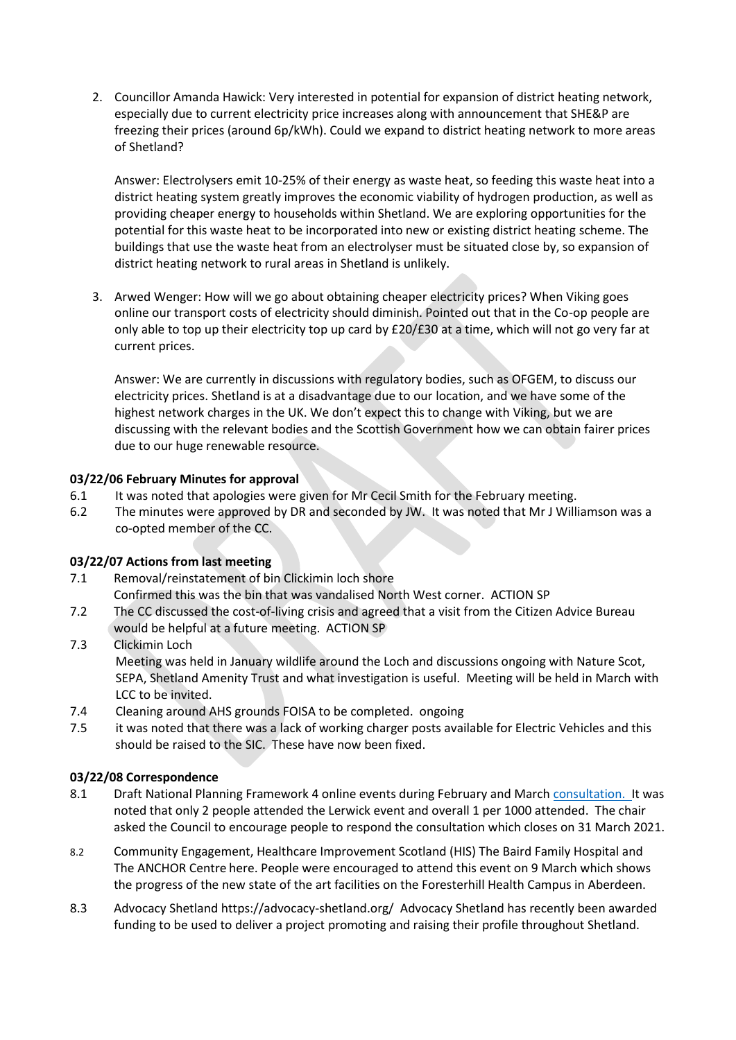2. Councillor Amanda Hawick: Very interested in potential for expansion of district heating network, especially due to current electricity price increases along with announcement that SHE&P are freezing their prices (around 6p/kWh). Could we expand to district heating network to more areas of Shetland?

   Answer: Electrolysers emit 10-25% of their energy as waste heat, so feeding this waste heat into a district heating system greatly improves the economic viability of hydrogen production, as well as providing cheaper energy to households within Shetland. We are exploring opportunities for the potential for this waste heat to be incorporated into new or existing district heating scheme. The buildings that use the waste heat from an electrolyser must be situated close by, so expansion of district heating network to rural areas in Shetland is unlikely.

3. Arwed Wenger: How will we go about obtaining cheaper electricity prices? When Viking goes online our transport costs of electricity should diminish. Pointed out that in the Co-op people are only able to top up their electricity top up card by £20/£30 at a time, which will not go very far at current prices.

   Answer: We are currently in discussions with regulatory bodies, such as OFGEM, to discuss our electricity prices. Shetland is at a disadvantage due to our location, and we have some of the highest network charges in the UK. We don't expect this to change with Viking, but we are discussing with the relevant bodies and the Scottish Government how we can obtain fairer prices due to our huge renewable resource.

**03/22/06 February Minutes for approval**

6.1 It was noted that apologies were given for Mr Cecil Smith for the February meeting.

6.2 The minutes were approved by DR and seconded by JW. It was noted that Mr J Williamson was a co-opted member of the CC.

**03/22/07 Actions from last meeting**

7.1 Removal/reinstatement of bin Clickimin loch shore
Confirmed this was the bin that was vandalised North West corner. ACTION SP

7.2 The CC discussed the cost-of-living crisis and agreed that a visit from the Citizen Advice Bureau would be helpful at a future meeting. ACTION SP

7.3 Clickimin Loch
Meeting was held in January wildlife around the Loch and discussions ongoing with Nature Scot, SEPA, Shetland Amenity Trust and what investigation is useful. Meeting will be held in March with LCC to be invited.

7.4 Cleaning around AHS grounds FOISA to be completed. ongoing

7.5 it was noted that there was a lack of working charger posts available for Electric Vehicles and this should be raised to the SIC. These have now been fixed.

**03/22/08 Correspondence**

8.1 Draft National Planning Framework 4 online events during February and March consultation. It was noted that only 2 people attended the Lerwick event and overall 1 per 1000 attended. The chair asked the Council to encourage people to respond the consultation which closes on 31 March 2021.

8.2 Community Engagement, Healthcare Improvement Scotland (HIS) The Baird Family Hospital and The ANCHOR Centre here. People were encouraged to attend this event on 9 March which shows the progress of the new state of the art facilities on the Foresterhill Health Campus in Aberdeen.

8.3 Advocacy Shetland https://advocacy-shetland.org/ Advocacy Shetland has recently been awarded funding to be used to deliver a project promoting and raising their profile throughout Shetland.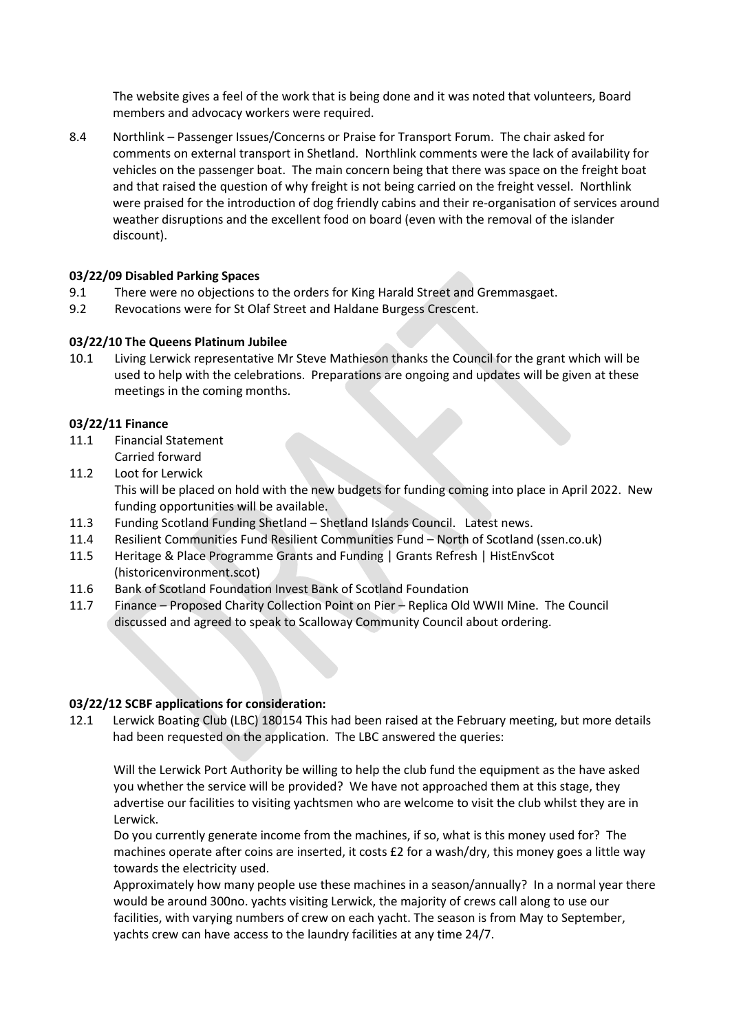The website gives a feel of the work that is being done and it was noted that volunteers, Board members and advocacy workers were required.

8.4 Northlink – Passenger Issues/Concerns or Praise for Transport Forum. The chair asked for comments on external transport in Shetland. Northlink comments were the lack of availability for vehicles on the passenger boat. The main concern being that there was space on the freight boat and that raised the question of why freight is not being carried on the freight vessel. Northlink were praised for the introduction of dog friendly cabins and their re-organisation of services around weather disruptions and the excellent food on board (even with the removal of the islander discount).

**03/22/09 Disabled Parking Spaces**

9.1 There were no objections to the orders for King Harald Street and Gremmasgaet.

9.2 Revocations were for St Olaf Street and Haldane Burgess Crescent.

**03/22/10 The Queens Platinum Jubilee**

10.1 Living Lerwick representative Mr Steve Mathieson thanks the Council for the grant which will be used to help with the celebrations. Preparations are ongoing and updates will be given at these meetings in the coming months.

**03/22/11 Finance**

11.1 Financial Statement
Carried forward

11.2 Loot for Lerwick
This will be placed on hold with the new budgets for funding coming into place in April 2022. New funding opportunities will be available.

11.3 Funding Scotland Funding Shetland – Shetland Islands Council. Latest news.

11.4 Resilient Communities Fund Resilient Communities Fund – North of Scotland (ssen.co.uk)

11.5 Heritage & Place Programme Grants and Funding | Grants Refresh | HistEnvScot (historicenvironment.scot)

11.6 Bank of Scotland Foundation Invest Bank of Scotland Foundation

11.7 Finance – Proposed Charity Collection Point on Pier – Replica Old WWII Mine. The Council discussed and agreed to speak to Scalloway Community Council about ordering.

**03/22/12 SCBF applications for consideration:**

12.1 Lerwick Boating Club (LBC) 180154 This had been raised at the February meeting, but more details had been requested on the application. The LBC answered the queries:

Will the Lerwick Port Authority be willing to help the club fund the equipment as the have asked you whether the service will be provided? We have not approached them at this stage, they advertise our facilities to visiting yachtsmen who are welcome to visit the club whilst they are in Lerwick.

Do you currently generate income from the machines, if so, what is this money used for? The machines operate after coins are inserted, it costs £2 for a wash/dry, this money goes a little way towards the electricity used.

Approximately how many people use these machines in a season/annually? In a normal year there would be around 300no. yachts visiting Lerwick, the majority of crews call along to use our facilities, with varying numbers of crew on each yacht. The season is from May to September, yachts crew can have access to the laundry facilities at any time 24/7.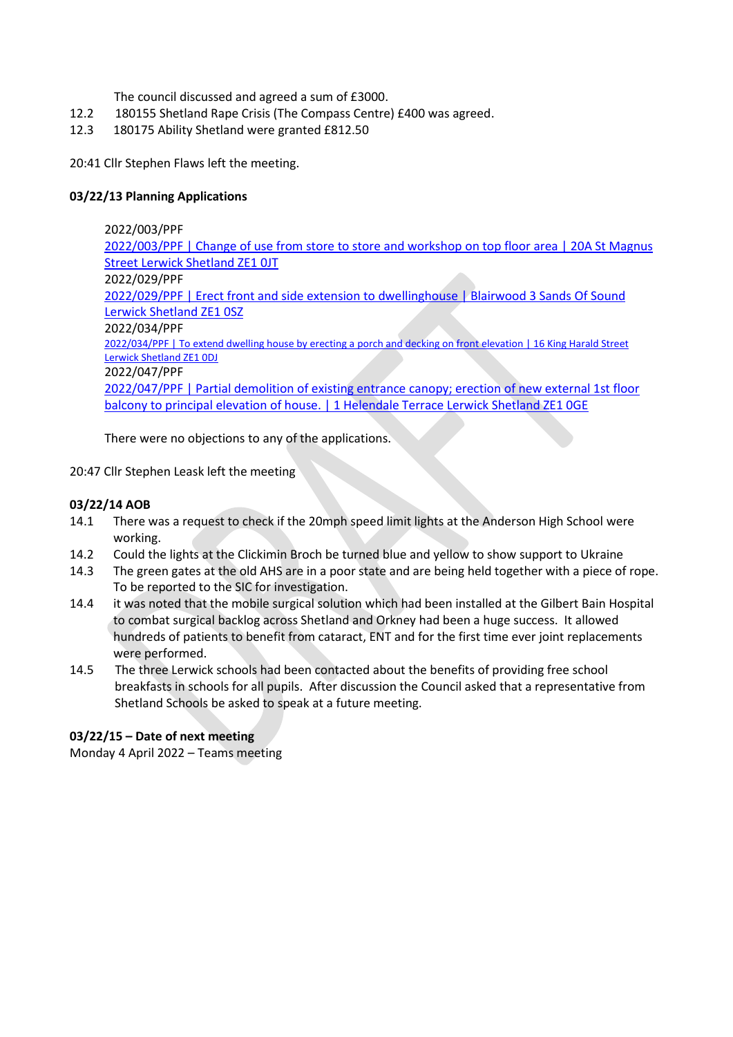The council discussed and agreed a sum of £3000.

12.2 180155 Shetland Rape Crisis (The Compass Centre) £400 was agreed.

12.3 180175 Ability Shetland were granted £812.50

20:41 Cllr Stephen Flaws left the meeting.

**03/22/13 Planning Applications**

2022/003/PPF
2022/003/PPF | Change of use from store to store and workshop on top floor area | 20A St Magnus Street Lerwick Shetland ZE1 0JT
2022/029/PPF
2022/029/PPF | Erect front and side extension to dwellinghouse | Blairwood 3 Sands Of Sound Lerwick Shetland ZE1 0SZ
2022/034/PPF
2022/034/PPF | To extend dwelling house by erecting a porch and decking on front elevation | 16 King Harald Street Lerwick Shetland ZE1 0DJ
2022/047/PPF
2022/047/PPF | Partial demolition of existing entrance canopy; erection of new external 1st floor balcony to principal elevation of house. | 1 Helendale Terrace Lerwick Shetland ZE1 0GE

There were no objections to any of the applications.

20:47 Cllr Stephen Leask left the meeting

**03/22/14 AOB**

14.1 There was a request to check if the 20mph speed limit lights at the Anderson High School were working.

14.2 Could the lights at the Clickimin Broch be turned blue and yellow to show support to Ukraine

14.3 The green gates at the old AHS are in a poor state and are being held together with a piece of rope. To be reported to the SIC for investigation.

14.4 it was noted that the mobile surgical solution which had been installed at the Gilbert Bain Hospital to combat surgical backlog across Shetland and Orkney had been a huge success. It allowed hundreds of patients to benefit from cataract, ENT and for the first time ever joint replacements were performed.

14.5 The three Lerwick schools had been contacted about the benefits of providing free school breakfasts in schools for all pupils. After discussion the Council asked that a representative from Shetland Schools be asked to speak at a future meeting.

**03/22/15 – Date of next meeting**

Monday 4 April 2022 – Teams meeting